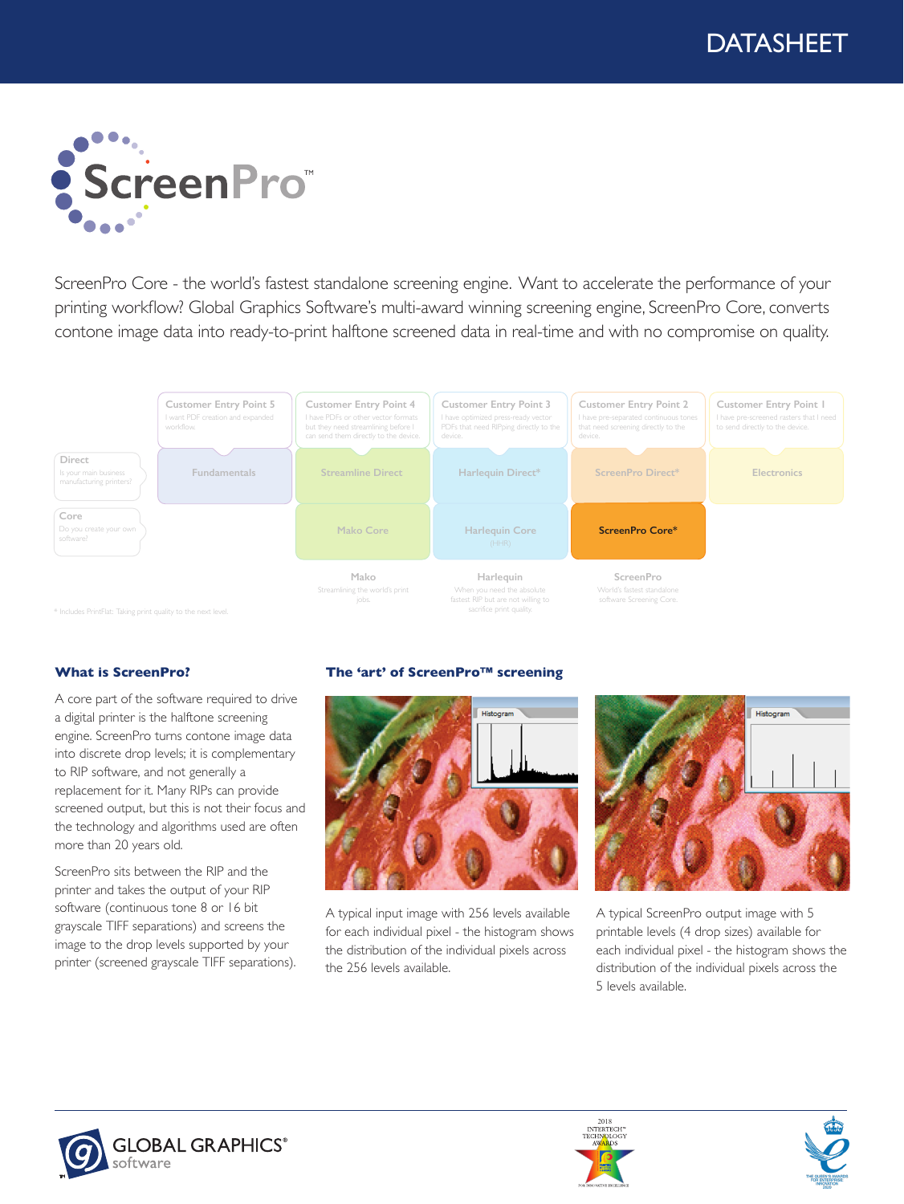# DATASHEET

# ScreenPro™

ScreenPro Core - the world's fastest standalone screening engine. Want to accelerate the performance of your printing workflow? Global Graphics Software's multi-award winning screening engine, ScreenPro Core, converts contone image data into ready-to-print halftone screened data in real-time and with no compromise on quality.

| | Customer Entry Point 5 | Customer Entry Point 4 | Customer Entry Point 3 | Customer Entry Point 2 | Customer Entry Point 1 |
|---|---|---|---|---|---|
| | I want PDF creation and expanded workflow. | I have PDFs or other vector formats but they need streamlining before I can send them directly to the device. | I have optimized press-ready vector PDFs that need RIPping directly to the device. | I have pre-separated continuous tones that need screening directly to the device. | I have pre-screened rasters that I need to send directly to the device. |
| **Direct** – Is your main business manufacturing printers? | Fundamentals | Streamline Direct | Harlequin Direct* | ScreenPro Direct* | Electronics |
| **Core** – Do you create your own software? | | Mako Core | Harlequin Core (HHR) | **ScreenPro Core*** | |
| | | **Mako** – Streamlining the world's print jobs. | **Harlequin** – When you need the absolute fastest RIP but are not willing to sacrifice print quality. | **ScreenPro** – World's fastest standalone software Screening Core. | |

\* Includes PrintFlat: Taking print quality to the next level.

## What is ScreenPro?

A core part of the software required to drive a digital printer is the halftone screening engine. ScreenPro turns contone image data into discrete drop levels; it is complementary to RIP software, and not generally a replacement for it. Many RIPs can provide screened output, but this is not their focus and the technology and algorithms used are often more than 20 years old.

ScreenPro sits between the RIP and the printer and takes the output of your RIP software (continuous tone 8 or 16 bit grayscale TIFF separations) and screens the image to the drop levels supported by your printer (screened grayscale TIFF separations).

## The 'art' of ScreenPro™ screening

A typical input image with 256 levels available for each individual pixel - the histogram shows the distribution of the individual pixels across the 256 levels available.

A typical ScreenPro output image with 5 printable levels (4 drop sizes) available for each individual pixel - the histogram shows the distribution of the individual pixels across the 5 levels available.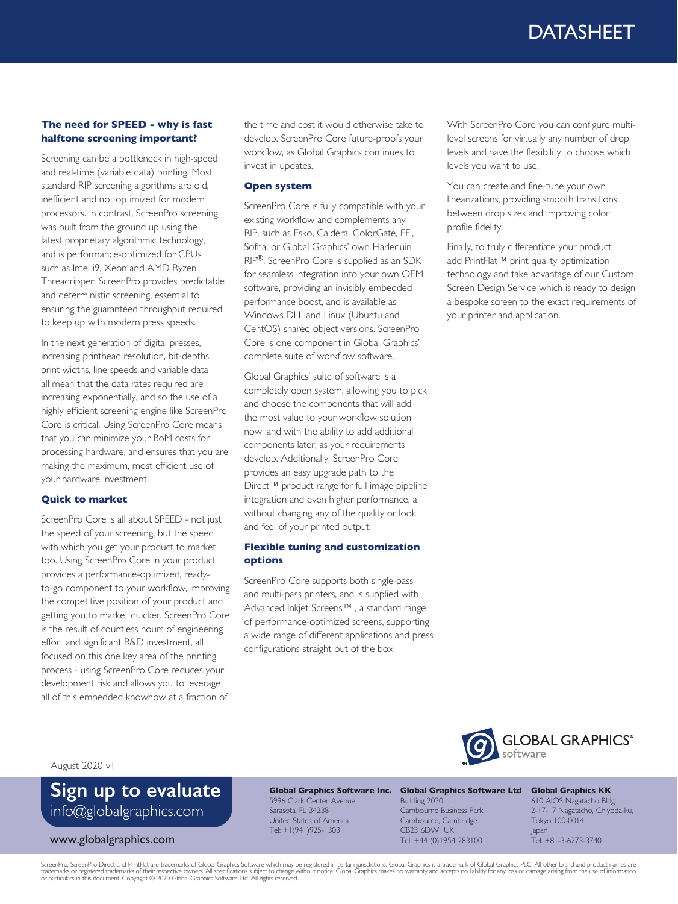DATASHEET

### The need for SPEED - why is fast halftone screening important?

Screening can be a bottleneck in high-speed and real-time (variable data) printing. Most standard RIP screening algorithms are old, inefficient and not optimized for modern processors. In contrast, ScreenPro screening was built from the ground up using the latest proprietary algorithmic technology, and is performance-optimized for CPUs such as Intel i9, Xeon and AMD Ryzen Threadripper. ScreenPro provides predictable and deterministic screening, essential to ensuring the guaranteed throughput required to keep up with modern press speeds.

In the next generation of digital presses, increasing printhead resolution, bit-depths, print widths, line speeds and variable data all mean that the data rates required are increasing exponentially, and so the use of a highly efficient screening engine like ScreenPro Core is critical. Using ScreenPro Core means that you can minimize your BoM costs for processing hardware, and ensures that you are making the maximum, most efficient use of your hardware investment.

### Quick to market

ScreenPro Core is all about SPEED - not just the speed of your screening, but the speed with which you get your product to market too. Using ScreenPro Core in your product provides a performance-optimized, ready-to-go component to your workflow, improving the competitive position of your product and getting you to market quicker. ScreenPro Core is the result of countless hours of engineering effort and significant R&D investment, all focused on this one key area of the printing process - using ScreenPro Core reduces your development risk and allows you to leverage all of this embedded knowhow at a fraction of the time and cost it would otherwise take to develop. ScreenPro Core future-proofs your workflow, as Global Graphics continues to invest in updates.

### Open system

ScreenPro Core is fully compatible with your existing workflow and complements any RIP, such as Esko, Caldera, ColorGate, EFI, Sofha, or Global Graphics' own Harlequin RIP®. ScreenPro Core is supplied as an SDK for seamless integration into your own OEM software, providing an invisibly embedded performance boost, and is available as Windows DLL and Linux (Ubuntu and CentOS) shared object versions. ScreenPro Core is one component in Global Graphics' complete suite of workflow software.

Global Graphics' suite of software is a completely open system, allowing you to pick and choose the components that will add the most value to your workflow solution now, and with the ability to add additional components later, as your requirements develop. Additionally, ScreenPro Core provides an easy upgrade path to the Direct™ product range for full image pipeline integration and even higher performance, all without changing any of the quality or look and feel of your printed output.

### Flexible tuning and customization options

ScreenPro Core supports both single-pass and multi-pass printers, and is supplied with Advanced Inkjet Screens™ , a standard range of performance-optimized screens, supporting a wide range of different applications and press configurations straight out of the box.

With ScreenPro Core you can configure multi-level screens for virtually any number of drop levels and have the flexibility to choose which levels you want to use.

You can create and fine-tune your own linearizations, providing smooth transitions between drop sizes and improving color profile fidelity.

Finally, to truly differentiate your product, add PrintFlat™ print quality optimization technology and take advantage of our Custom Screen Design Service which is ready to design a bespoke screen to the exact requirements of your printer and application.

GLOBAL GRAPHICS® software

August 2020 v1

## Sign up to evaluate

info@globalgraphics.com

www.globalgraphics.com

**Global Graphics Software Inc.**
5996 Clark Center Avenue
Sarasota, FL 34238
United States of America
Tel: +1(941)925-1303

**Global Graphics Software Ltd**
Building 2030
Cambourne Business Park
Cambourne, Cambridge
CB23 6DW UK
Tel: +44 (0)1954 283100

**Global Graphics KK**
610 AIOS Nagatacho Bldg,
2-17-17 Nagatacho, Chiyoda-ku,
Tokyo 100-0014
Japan
Tel: +81-3-6273-3740

ScreenPro, ScreenPro Direct and PrintFlat are trademarks of Global Graphics Software which may be registered in certain jurisdictions. Global Graphics is a trademark of Global Graphics PLC. All other brand and product names are trademarks or registered trademarks of their respective owners. All specifications subject to change without notice. Global Graphics makes no warranty and accepts no liability for any loss or damage arising from the use of information or particulars in this document. Copyright © 2020 Global Graphics Software Ltd. All rights reserved.